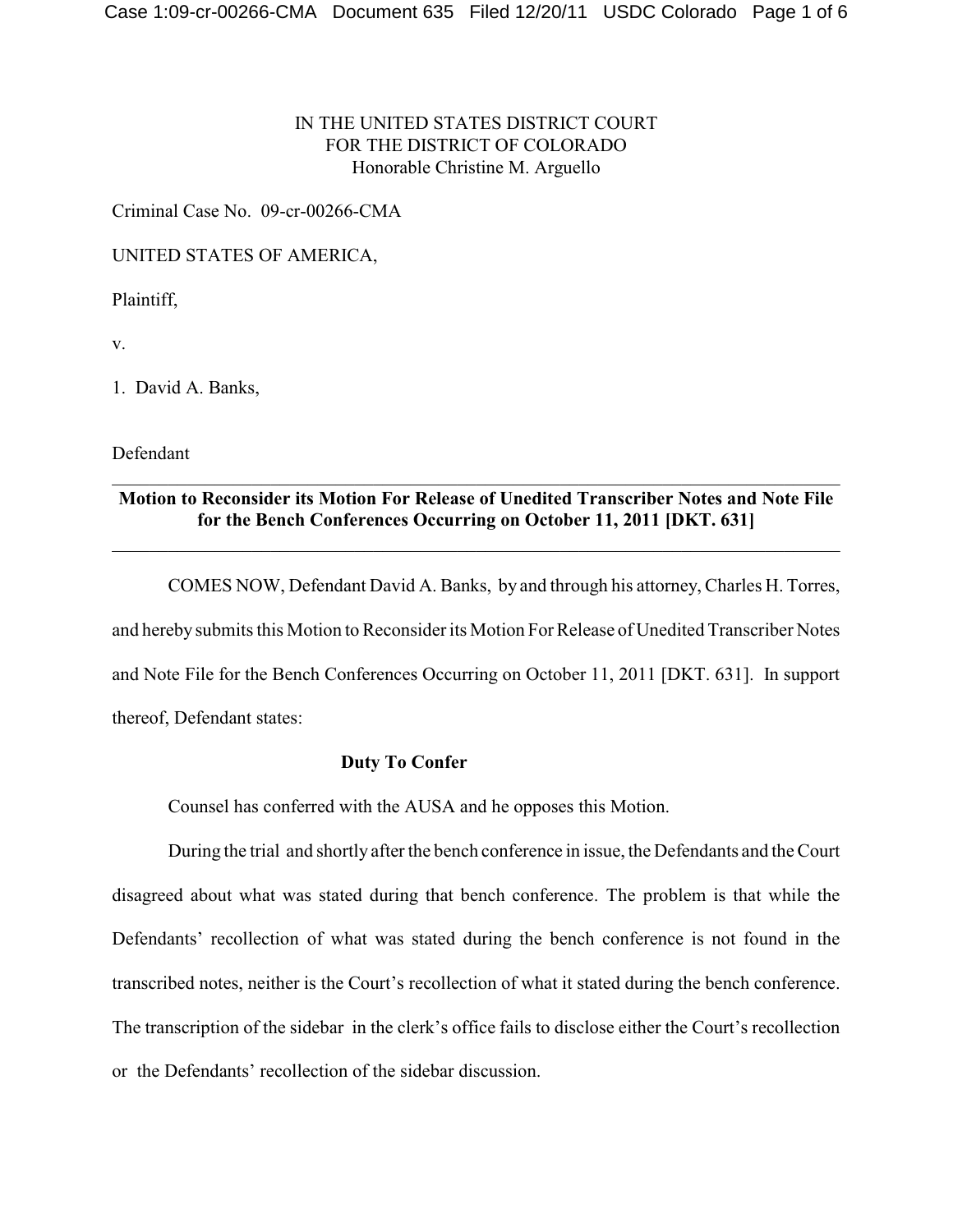IN THE UNITED STATES DISTRICT COURT
FOR THE DISTRICT OF COLORADO
Honorable Christine M. Arguello

Criminal Case No. 09-cr-00266-CMA

UNITED STATES OF AMERICA,

Plaintiff,

v.

1. David A. Banks,

Defendant

---

**Motion to Reconsider its Motion For Release of Unedited Transcriber Notes and Note File for the Bench Conferences Occurring on October 11, 2011 [DKT. 631]**

---

COMES NOW, Defendant David A. Banks, by and through his attorney, Charles H. Torres, and hereby submits this Motion to Reconsider its Motion For Release of Unedited Transcriber Notes and Note File for the Bench Conferences Occurring on October 11, 2011 [DKT. 631]. In support thereof, Defendant states:

**Duty To Confer**

Counsel has conferred with the AUSA and he opposes this Motion.

During the trial and shortly after the bench conference in issue, the Defendants and the Court disagreed about what was stated during that bench conference. The problem is that while the Defendants' recollection of what was stated during the bench conference is not found in the transcribed notes, neither is the Court's recollection of what it stated during the bench conference. The transcription of the sidebar in the clerk's office fails to disclose either the Court's recollection or the Defendants' recollection of the sidebar discussion.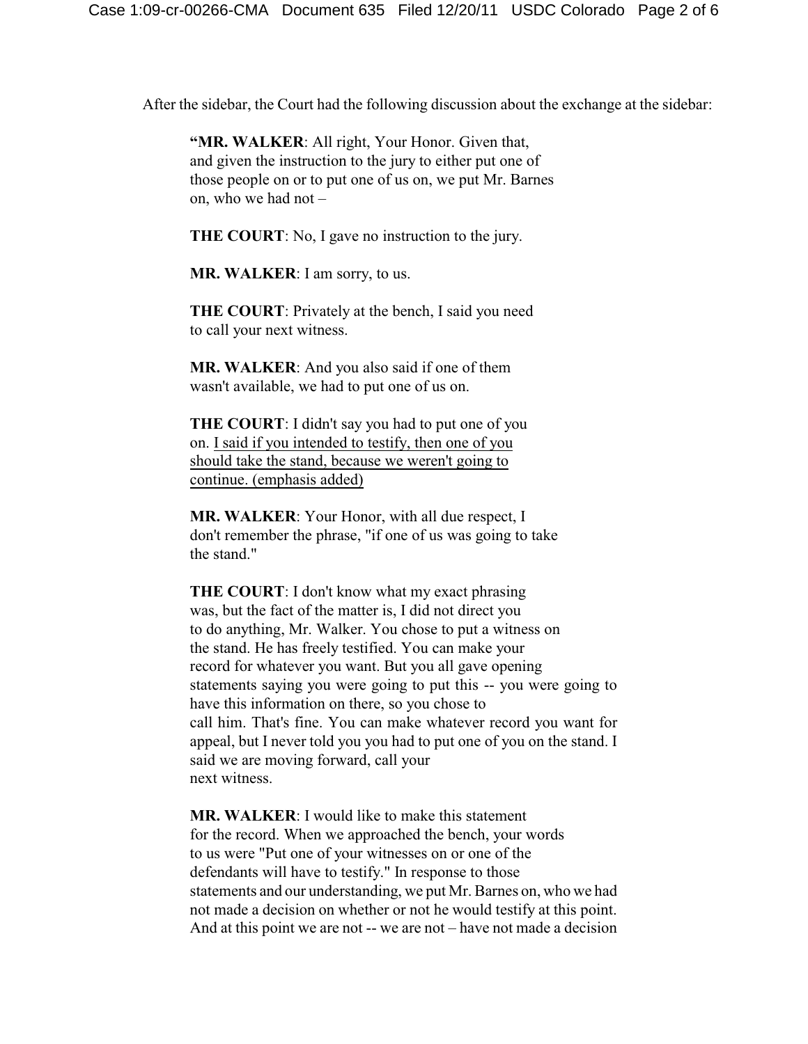After the sidebar, the Court had the following discussion about the exchange at the sidebar:

> **"MR. WALKER**: All right, Your Honor. Given that, and given the instruction to the jury to either put one of those people on or to put one of us on, we put Mr. Barnes on, who we had not –
>
> **THE COURT**: No, I gave no instruction to the jury.
>
> **MR. WALKER**: I am sorry, to us.
>
> **THE COURT**: Privately at the bench, I said you need to call your next witness.
>
> **MR. WALKER**: And you also said if one of them wasn't available, we had to put one of us on.
>
> **THE COURT**: I didn't say you had to put one of you on. <u>I said if you intended to testify, then one of you should take the stand, because we weren't going to continue. (emphasis added)</u>
>
> **MR. WALKER**: Your Honor, with all due respect, I don't remember the phrase, "if one of us was going to take the stand."
>
> **THE COURT**: I don't know what my exact phrasing was, but the fact of the matter is, I did not direct you to do anything, Mr. Walker. You chose to put a witness on the stand. He has freely testified. You can make your record for whatever you want. But you all gave opening statements saying you were going to put this -- you were going to have this information on there, so you chose to call him. That's fine. You can make whatever record you want for appeal, but I never told you you had to put one of you on the stand. I said we are moving forward, call your next witness.
>
> **MR. WALKER**: I would like to make this statement for the record. When we approached the bench, your words to us were "Put one of your witnesses on or one of the defendants will have to testify." In response to those statements and our understanding, we put Mr. Barnes on, who we had not made a decision on whether or not he would testify at this point. And at this point we are not -- we are not – have not made a decision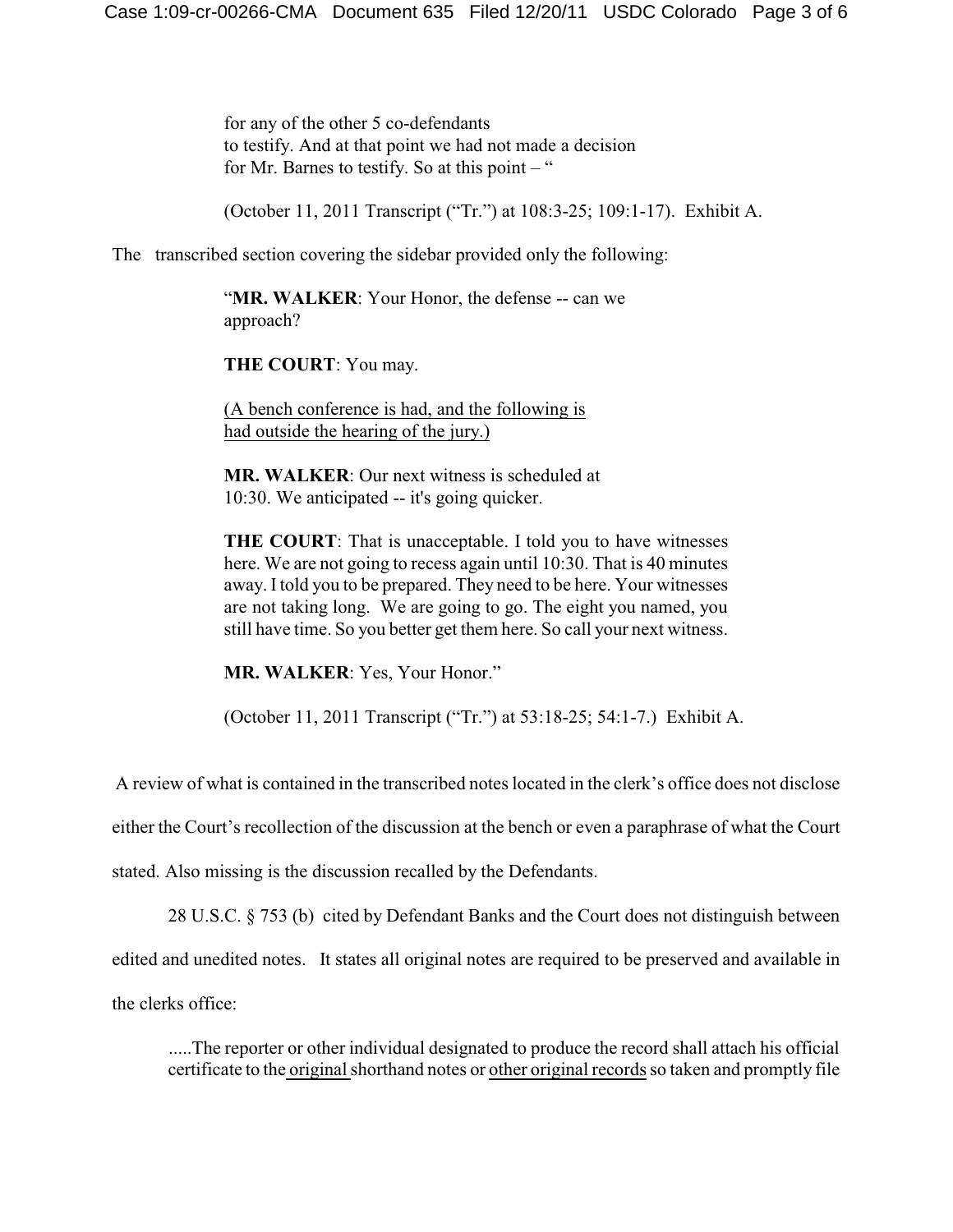for any of the other 5 co-defendants
to testify. And at that point we had not made a decision
for Mr. Barnes to testify. So at this point – "

(October 11, 2011 Transcript ("Tr.") at 108:3-25; 109:1-17). Exhibit A.

The transcribed section covering the sidebar provided only the following:

> "**MR. WALKER**: Your Honor, the defense -- can we approach?
>
> **THE COURT**: You may.
>
> <u>(A bench conference is had, and the following is had outside the hearing of the jury.)</u>
>
> **MR. WALKER**: Our next witness is scheduled at 10:30. We anticipated -- it's going quicker.
>
> **THE COURT**: That is unacceptable. I told you to have witnesses here. We are not going to recess again until 10:30. That is 40 minutes away. I told you to be prepared. They need to be here. Your witnesses are not taking long. We are going to go. The eight you named, you still have time. So you better get them here. So call your next witness.
>
> **MR. WALKER**: Yes, Your Honor."
>
> (October 11, 2011 Transcript ("Tr.") at 53:18-25; 54:1-7.) Exhibit A.

A review of what is contained in the transcribed notes located in the clerk's office does not disclose either the Court's recollection of the discussion at the bench or even a paraphrase of what the Court stated. Also missing is the discussion recalled by the Defendants.

28 U.S.C. § 753 (b) cited by Defendant Banks and the Court does not distinguish between edited and unedited notes. It states all original notes are required to be preserved and available in the clerks office:

> .....The reporter or other individual designated to produce the record shall attach his official certificate to the <u>original</u> shorthand notes or <u>other original records</u> so taken and promptly file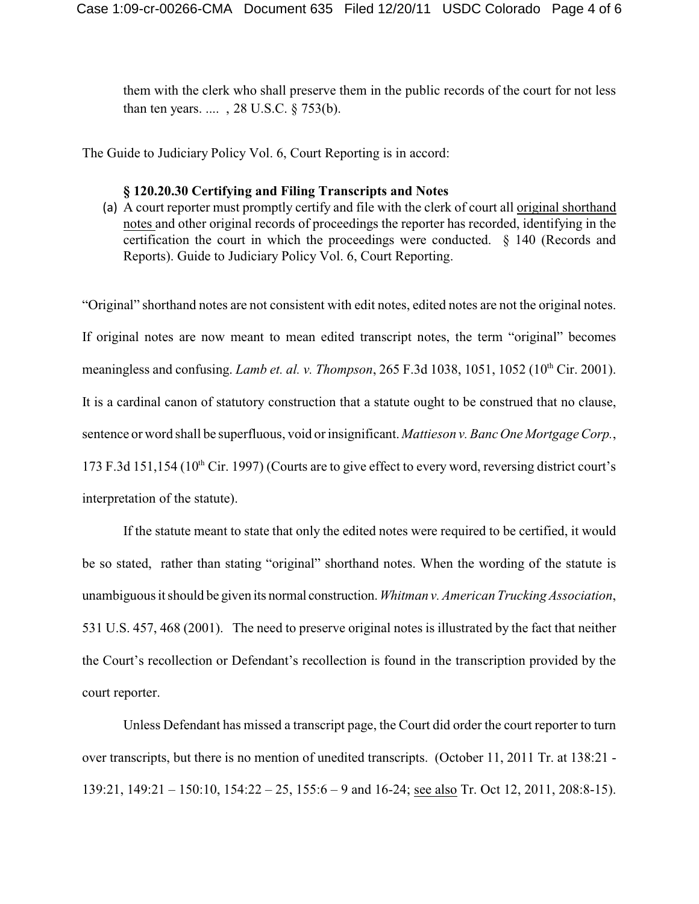them with the clerk who shall preserve them in the public records of the court for not less than ten years. .... , 28 U.S.C. § 753(b).

The Guide to Judiciary Policy Vol. 6, Court Reporting is in accord:

> **§ 120.20.30 Certifying and Filing Transcripts and Notes**
>
> (a) A court reporter must promptly certify and file with the clerk of court all <u>original shorthand notes</u> and other original records of proceedings the reporter has recorded, identifying in the certification the court in which the proceedings were conducted. § 140 (Records and Reports). Guide to Judiciary Policy Vol. 6, Court Reporting.

"Original" shorthand notes are not consistent with edit notes, edited notes are not the original notes. If original notes are now meant to mean edited transcript notes, the term "original" becomes meaningless and confusing. *Lamb et. al. v. Thompson*, 265 F.3d 1038, 1051, 1052 (10th Cir. 2001). It is a cardinal canon of statutory construction that a statute ought to be construed that no clause, sentence or word shall be superfluous, void or insignificant. *Mattieson v. Banc One Mortgage Corp.*, 173 F.3d 151,154 (10th Cir. 1997) (Courts are to give effect to every word, reversing district court's interpretation of the statute).

If the statute meant to state that only the edited notes were required to be certified, it would be so stated, rather than stating "original" shorthand notes. When the wording of the statute is unambiguous it should be given its normal construction. *Whitman v. American Trucking Association*, 531 U.S. 457, 468 (2001). The need to preserve original notes is illustrated by the fact that neither the Court's recollection or Defendant's recollection is found in the transcription provided by the court reporter.

Unless Defendant has missed a transcript page, the Court did order the court reporter to turn over transcripts, but there is no mention of unedited transcripts. (October 11, 2011 Tr. at 138:21 - 139:21, 149:21 – 150:10, 154:22 – 25, 155:6 – 9 and 16-24; <u>see also</u> Tr. Oct 12, 2011, 208:8-15).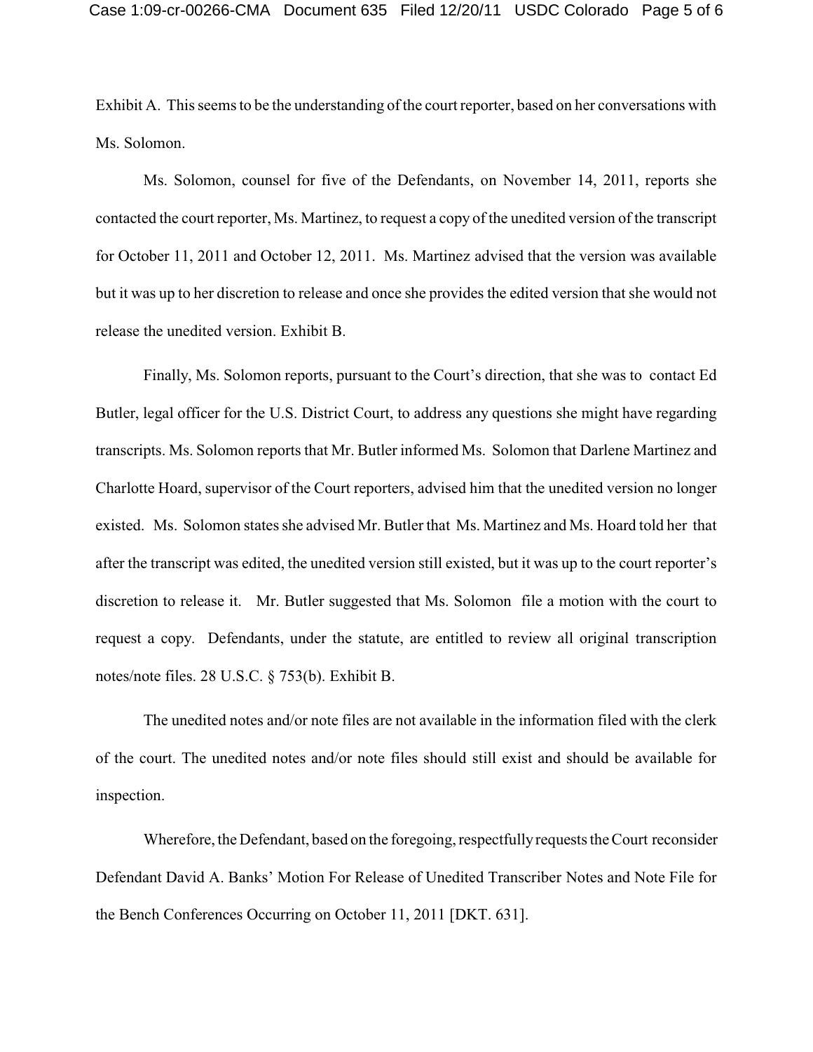Exhibit A. This seems to be the understanding of the court reporter, based on her conversations with Ms. Solomon.

Ms. Solomon, counsel for five of the Defendants, on November 14, 2011, reports she contacted the court reporter, Ms. Martinez, to request a copy of the unedited version of the transcript for October 11, 2011 and October 12, 2011. Ms. Martinez advised that the version was available but it was up to her discretion to release and once she provides the edited version that she would not release the unedited version. Exhibit B.

Finally, Ms. Solomon reports, pursuant to the Court's direction, that she was to contact Ed Butler, legal officer for the U.S. District Court, to address any questions she might have regarding transcripts. Ms. Solomon reports that Mr. Butler informed Ms. Solomon that Darlene Martinez and Charlotte Hoard, supervisor of the Court reporters, advised him that the unedited version no longer existed. Ms. Solomon states she advised Mr. Butler that Ms. Martinez and Ms. Hoard told her that after the transcript was edited, the unedited version still existed, but it was up to the court reporter's discretion to release it. Mr. Butler suggested that Ms. Solomon file a motion with the court to request a copy. Defendants, under the statute, are entitled to review all original transcription notes/note files. 28 U.S.C. § 753(b). Exhibit B.

The unedited notes and/or note files are not available in the information filed with the clerk of the court. The unedited notes and/or note files should still exist and should be available for inspection.

Wherefore, the Defendant, based on the foregoing, respectfully requests the Court reconsider Defendant David A. Banks' Motion For Release of Unedited Transcriber Notes and Note File for the Bench Conferences Occurring on October 11, 2011 [DKT. 631].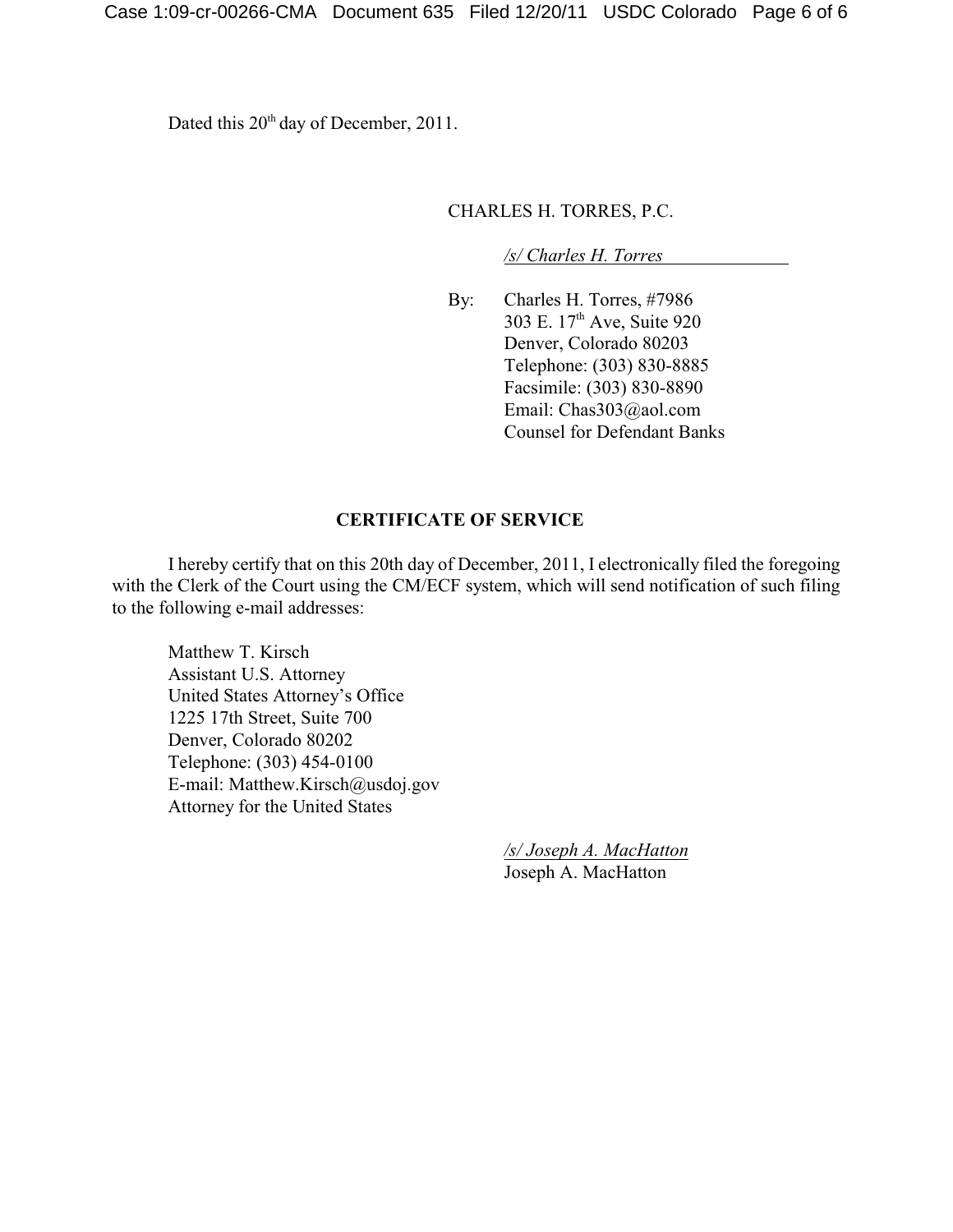Dated this 20th day of December, 2011.

CHARLES H. TORRES, P.C.

*/s/ Charles H. Torres*

By: Charles H. Torres, #7986
303 E. 17th Ave, Suite 920
Denver, Colorado 80203
Telephone: (303) 830-8885
Facsimile: (303) 830-8890
Email: Chas303@aol.com
Counsel for Defendant Banks

**CERTIFICATE OF SERVICE**

I hereby certify that on this 20th day of December, 2011, I electronically filed the foregoing with the Clerk of the Court using the CM/ECF system, which will send notification of such filing to the following e-mail addresses:

Matthew T. Kirsch
Assistant U.S. Attorney
United States Attorney's Office
1225 17th Street, Suite 700
Denver, Colorado 80202
Telephone: (303) 454-0100
E-mail: Matthew.Kirsch@usdoj.gov
Attorney for the United States

*/s/ Joseph A. MacHatton*
Joseph A. MacHatton